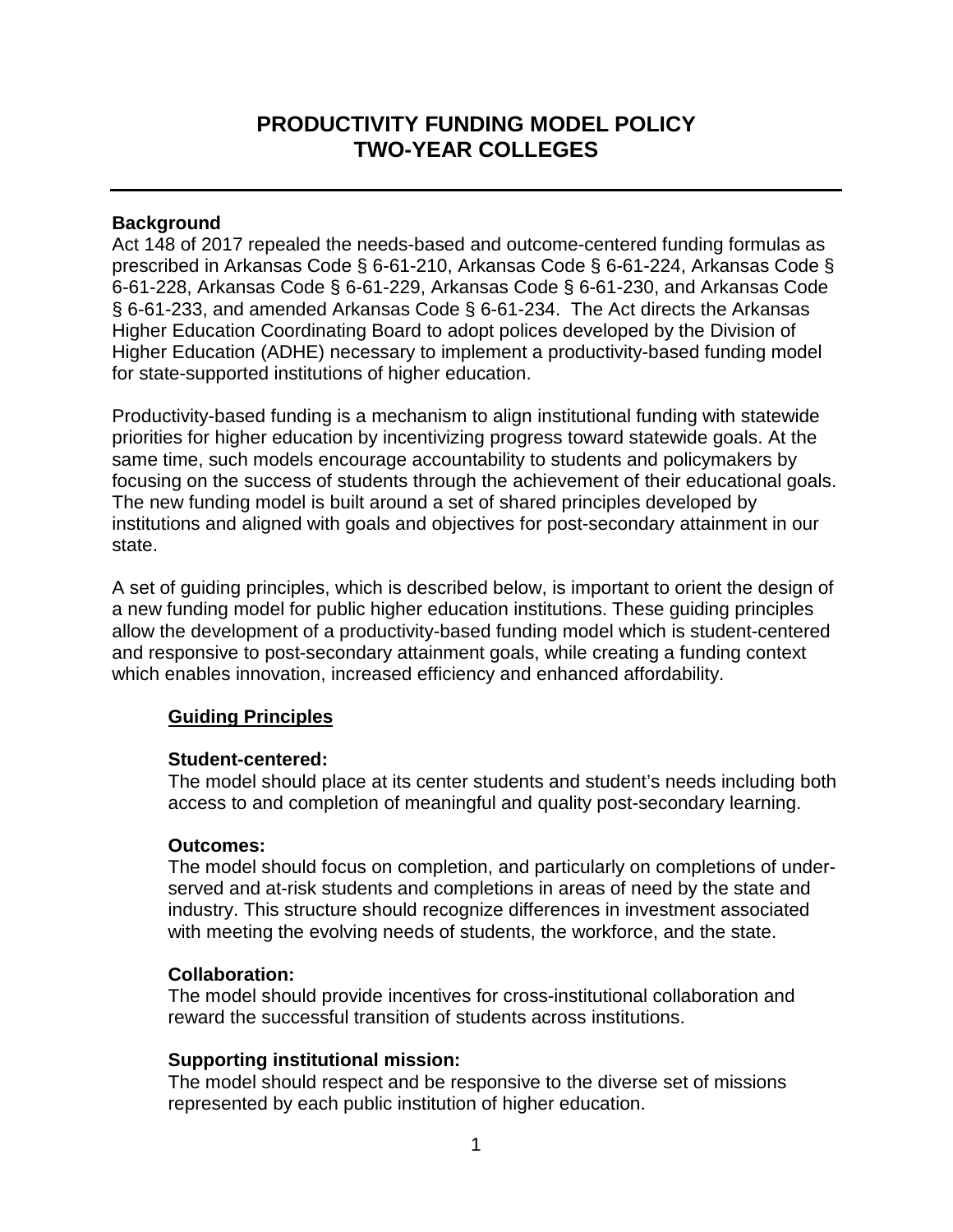# PRODUCTIVITY FUNDING MODEL POLICY
# TWO-YEAR COLLEGES

---

**Background**

Act 148 of 2017 repealed the needs-based and outcome-centered funding formulas as prescribed in Arkansas Code § 6-61-210, Arkansas Code § 6-61-224, Arkansas Code § 6-61-228, Arkansas Code § 6-61-229, Arkansas Code § 6-61-230, and Arkansas Code § 6-61-233, and amended Arkansas Code § 6-61-234. The Act directs the Arkansas Higher Education Coordinating Board to adopt polices developed by the Division of Higher Education (ADHE) necessary to implement a productivity-based funding model for state-supported institutions of higher education.

Productivity-based funding is a mechanism to align institutional funding with statewide priorities for higher education by incentivizing progress toward statewide goals. At the same time, such models encourage accountability to students and policymakers by focusing on the success of students through the achievement of their educational goals. The new funding model is built around a set of shared principles developed by institutions and aligned with goals and objectives for post-secondary attainment in our state.

A set of guiding principles, which is described below, is important to orient the design of a new funding model for public higher education institutions. These guiding principles allow the development of a productivity-based funding model which is student-centered and responsive to post-secondary attainment goals, while creating a funding context which enables innovation, increased efficiency and enhanced affordability.

**<u>Guiding Principles</u>**

**Student-centered:**
The model should place at its center students and student's needs including both access to and completion of meaningful and quality post-secondary learning.

**Outcomes:**
The model should focus on completion, and particularly on completions of under-served and at-risk students and completions in areas of need by the state and industry. This structure should recognize differences in investment associated with meeting the evolving needs of students, the workforce, and the state.

**Collaboration:**
The model should provide incentives for cross-institutional collaboration and reward the successful transition of students across institutions.

**Supporting institutional mission:**
The model should respect and be responsive to the diverse set of missions represented by each public institution of higher education.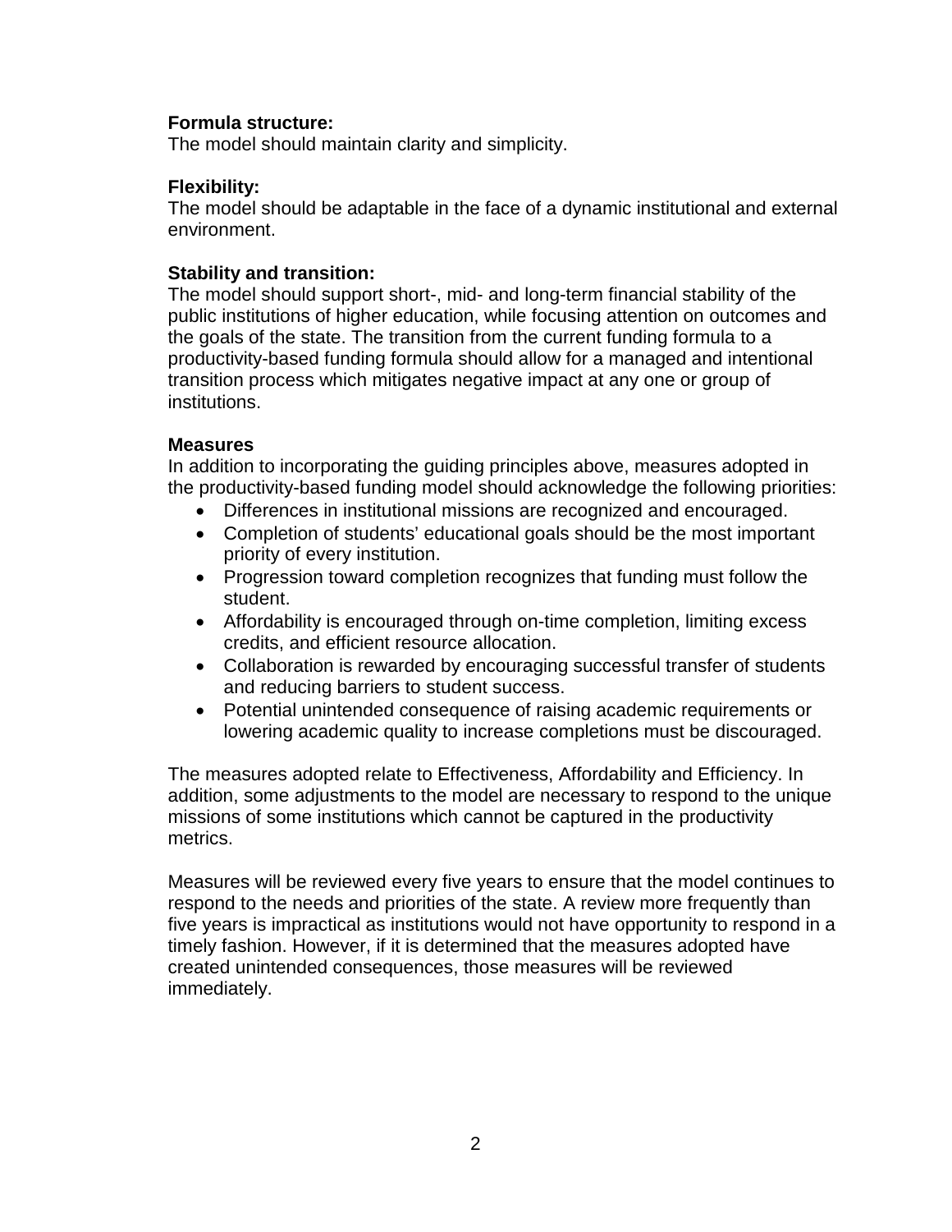**Formula structure:**
The model should maintain clarity and simplicity.

**Flexibility:**
The model should be adaptable in the face of a dynamic institutional and external environment.

**Stability and transition:**
The model should support short-, mid- and long-term financial stability of the public institutions of higher education, while focusing attention on outcomes and the goals of the state. The transition from the current funding formula to a productivity-based funding formula should allow for a managed and intentional transition process which mitigates negative impact at any one or group of institutions.

**Measures**
In addition to incorporating the guiding principles above, measures adopted in the productivity-based funding model should acknowledge the following priorities:

- Differences in institutional missions are recognized and encouraged.
- Completion of students' educational goals should be the most important priority of every institution.
- Progression toward completion recognizes that funding must follow the student.
- Affordability is encouraged through on-time completion, limiting excess credits, and efficient resource allocation.
- Collaboration is rewarded by encouraging successful transfer of students and reducing barriers to student success.
- Potential unintended consequence of raising academic requirements or lowering academic quality to increase completions must be discouraged.

The measures adopted relate to Effectiveness, Affordability and Efficiency. In addition, some adjustments to the model are necessary to respond to the unique missions of some institutions which cannot be captured in the productivity metrics.

Measures will be reviewed every five years to ensure that the model continues to respond to the needs and priorities of the state. A review more frequently than five years is impractical as institutions would not have opportunity to respond in a timely fashion. However, if it is determined that the measures adopted have created unintended consequences, those measures will be reviewed immediately.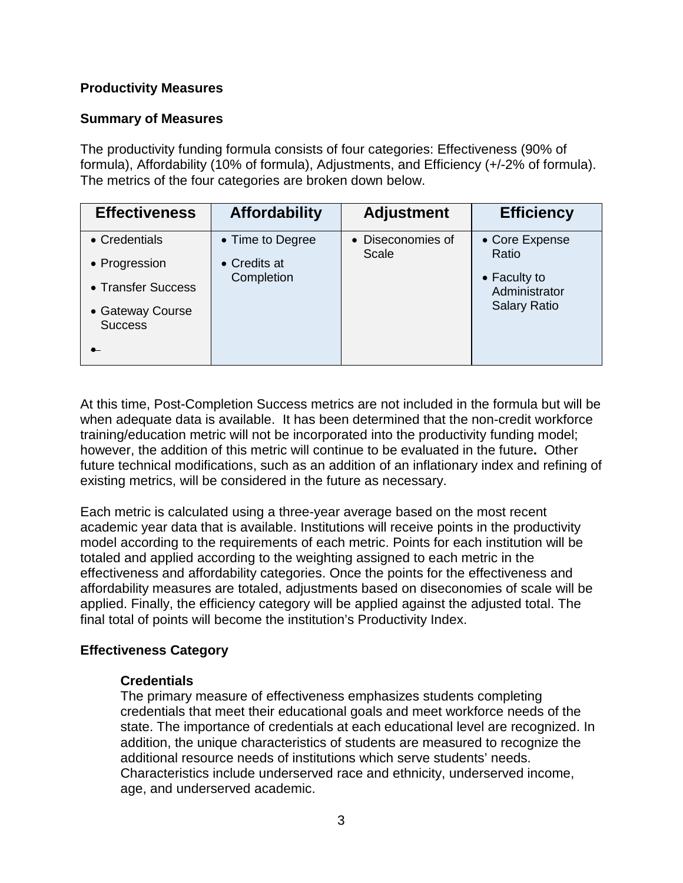**Productivity Measures**

**Summary of Measures**

The productivity funding formula consists of four categories: Effectiveness (90% of formula), Affordability (10% of formula), Adjustments, and Efficiency (+/-2% of formula). The metrics of the four categories are broken down below.

| Effectiveness | Affordability | Adjustment | Efficiency |
|---|---|---|---|
| • Credentials<br>• Progression<br>• Transfer Success<br>• Gateway Course Success<br>• | • Time to Degree<br>• Credits at Completion | • Diseconomies of Scale | • Core Expense Ratio<br>• Faculty to Administrator Salary Ratio |

At this time, Post-Completion Success metrics are not included in the formula but will be when adequate data is available. It has been determined that the non-credit workforce training/education metric will not be incorporated into the productivity funding model; however, the addition of this metric will continue to be evaluated in the future**.** Other future technical modifications, such as an addition of an inflationary index and refining of existing metrics, will be considered in the future as necessary.

Each metric is calculated using a three-year average based on the most recent academic year data that is available. Institutions will receive points in the productivity model according to the requirements of each metric. Points for each institution will be totaled and applied according to the weighting assigned to each metric in the effectiveness and affordability categories. Once the points for the effectiveness and affordability measures are totaled, adjustments based on diseconomies of scale will be applied. Finally, the efficiency category will be applied against the adjusted total. The final total of points will become the institution's Productivity Index.

**Effectiveness Category**

**Credentials**

The primary measure of effectiveness emphasizes students completing credentials that meet their educational goals and meet workforce needs of the state. The importance of credentials at each educational level are recognized. In addition, the unique characteristics of students are measured to recognize the additional resource needs of institutions which serve students' needs. Characteristics include underserved race and ethnicity, underserved income, age, and underserved academic.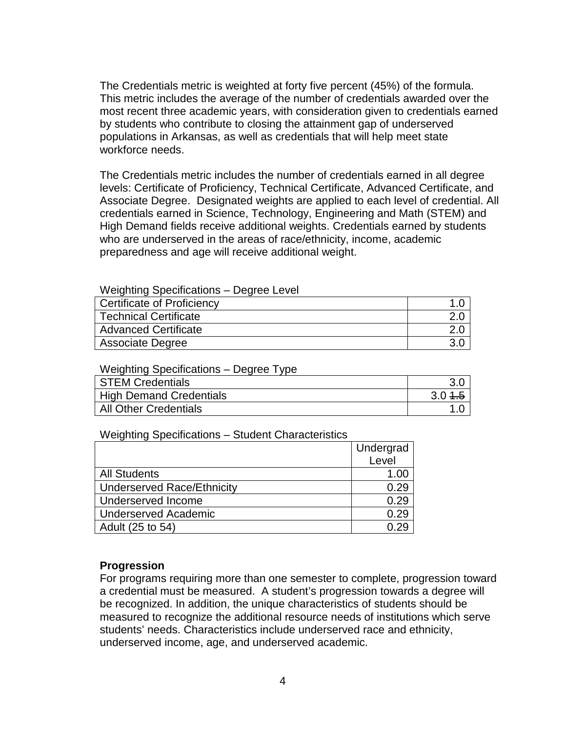The Credentials metric is weighted at forty five percent (45%) of the formula. This metric includes the average of the number of credentials awarded over the most recent three academic years, with consideration given to credentials earned by students who contribute to closing the attainment gap of underserved populations in Arkansas, as well as credentials that will help meet state workforce needs.

The Credentials metric includes the number of credentials earned in all degree levels: Certificate of Proficiency, Technical Certificate, Advanced Certificate, and Associate Degree. Designated weights are applied to each level of credential. All credentials earned in Science, Technology, Engineering and Math (STEM) and High Demand fields receive additional weights. Credentials earned by students who are underserved in the areas of race/ethnicity, income, academic preparedness and age will receive additional weight.

Weighting Specifications – Degree Level

| | |
|---|---|
| Certificate of Proficiency | 1.0 |
| Technical Certificate | 2.0 |
| Advanced Certificate | 2.0 |
| Associate Degree | 3.0 |

Weighting Specifications – Degree Type

| | |
|---|---|
| STEM Credentials | 3.0 |
| High Demand Credentials | 3.0 ~~1.5~~ |
| All Other Credentials | 1.0 |

Weighting Specifications – Student Characteristics

| | Undergrad Level |
|---|---|
| All Students | 1.00 |
| Underserved Race/Ethnicity | 0.29 |
| Underserved Income | 0.29 |
| Underserved Academic | 0.29 |
| Adult (25 to 54) | 0.29 |

**Progression**

For programs requiring more than one semester to complete, progression toward a credential must be measured. A student's progression towards a degree will be recognized. In addition, the unique characteristics of students should be measured to recognize the additional resource needs of institutions which serve students' needs. Characteristics include underserved race and ethnicity, underserved income, age, and underserved academic.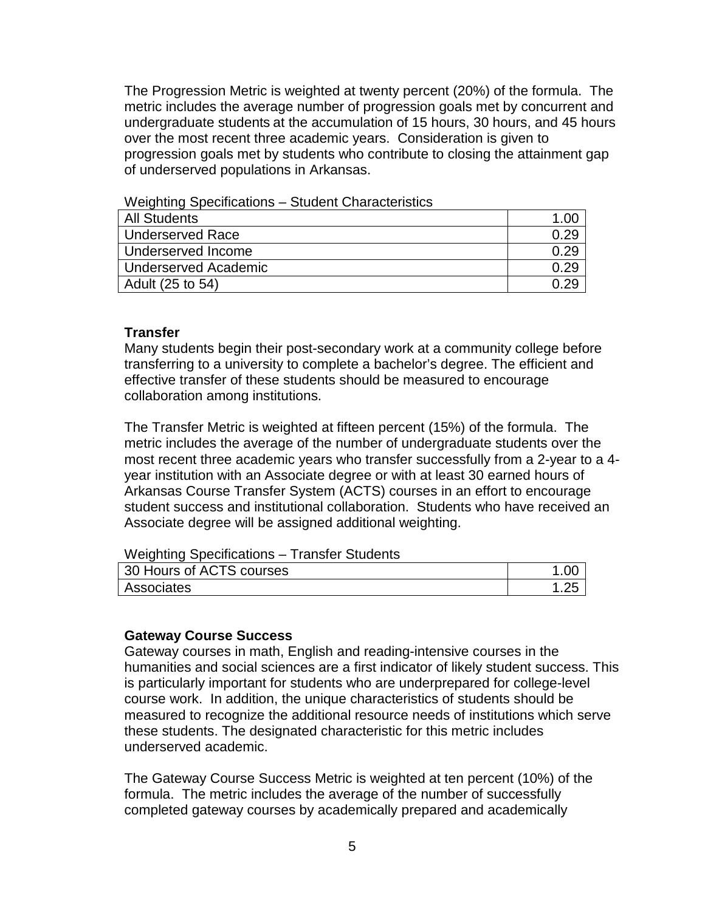The Progression Metric is weighted at twenty percent (20%) of the formula. The metric includes the average number of progression goals met by concurrent and undergraduate students at the accumulation of 15 hours, 30 hours, and 45 hours over the most recent three academic years. Consideration is given to progression goals met by students who contribute to closing the attainment gap of underserved populations in Arkansas.

Weighting Specifications – Student Characteristics

| All Students | 1.00 |
|---|---|
| Underserved Race | 0.29 |
| Underserved Income | 0.29 |
| Underserved Academic | 0.29 |
| Adult (25 to 54) | 0.29 |

**Transfer**

Many students begin their post-secondary work at a community college before transferring to a university to complete a bachelor's degree. The efficient and effective transfer of these students should be measured to encourage collaboration among institutions.

The Transfer Metric is weighted at fifteen percent (15%) of the formula. The metric includes the average of the number of undergraduate students over the most recent three academic years who transfer successfully from a 2-year to a 4-year institution with an Associate degree or with at least 30 earned hours of Arkansas Course Transfer System (ACTS) courses in an effort to encourage student success and institutional collaboration. Students who have received an Associate degree will be assigned additional weighting.

Weighting Specifications – Transfer Students

| 30 Hours of ACTS courses | 1.00 |
|---|---|
| Associates | 1.25 |

**Gateway Course Success**

Gateway courses in math, English and reading-intensive courses in the humanities and social sciences are a first indicator of likely student success. This is particularly important for students who are underprepared for college-level course work. In addition, the unique characteristics of students should be measured to recognize the additional resource needs of institutions which serve these students. The designated characteristic for this metric includes underserved academic.

The Gateway Course Success Metric is weighted at ten percent (10%) of the formula. The metric includes the average of the number of successfully completed gateway courses by academically prepared and academically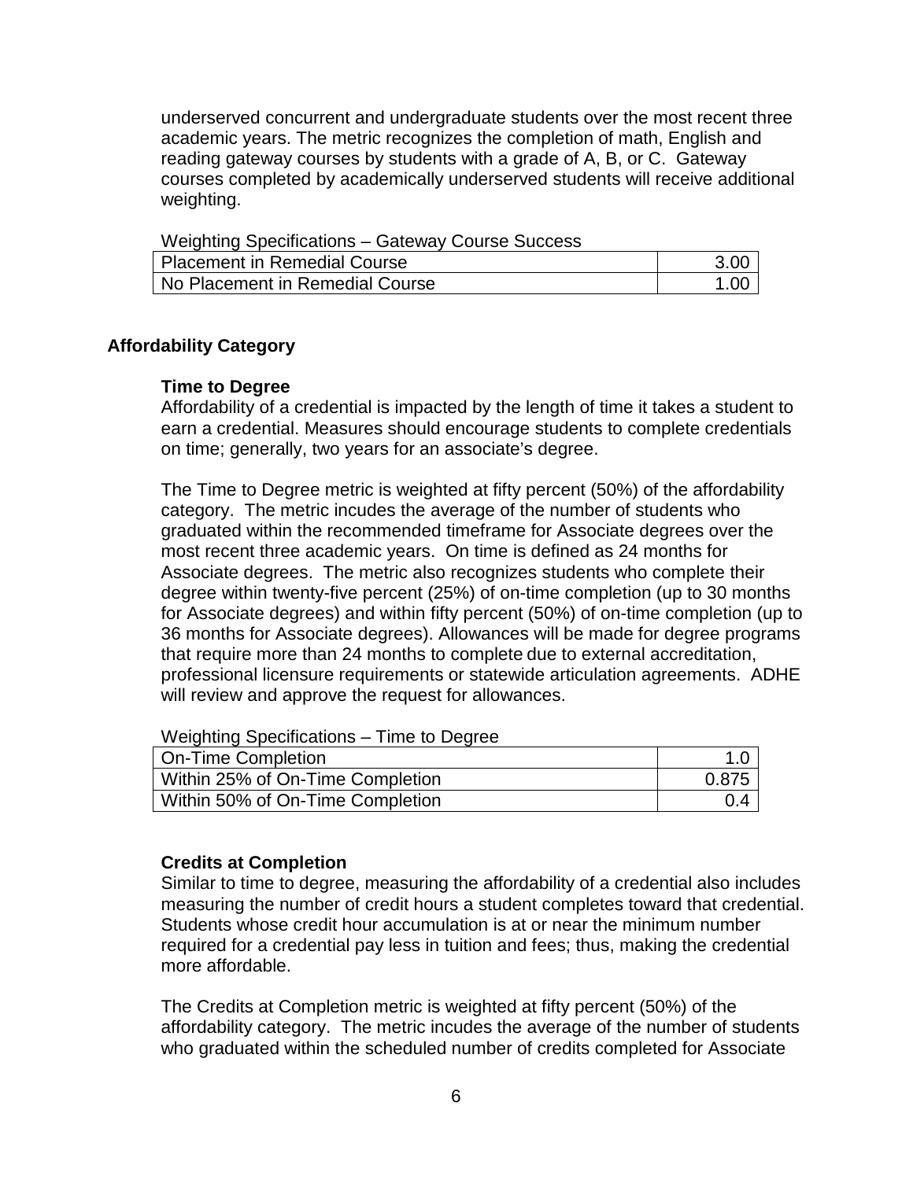underserved concurrent and undergraduate students over the most recent three academic years. The metric recognizes the completion of math, English and reading gateway courses by students with a grade of A, B, or C. Gateway courses completed by academically underserved students will receive additional weighting.

Weighting Specifications – Gateway Course Success

| | |
|---|---|
| Placement in Remedial Course | 3.00 |
| No Placement in Remedial Course | 1.00 |

## Affordability Category

### Time to Degree

Affordability of a credential is impacted by the length of time it takes a student to earn a credential. Measures should encourage students to complete credentials on time; generally, two years for an associate's degree.

The Time to Degree metric is weighted at fifty percent (50%) of the affordability category. The metric incudes the average of the number of students who graduated within the recommended timeframe for Associate degrees over the most recent three academic years. On time is defined as 24 months for Associate degrees. The metric also recognizes students who complete their degree within twenty-five percent (25%) of on-time completion (up to 30 months for Associate degrees) and within fifty percent (50%) of on-time completion (up to 36 months for Associate degrees). Allowances will be made for degree programs that require more than 24 months to complete due to external accreditation, professional licensure requirements or statewide articulation agreements. ADHE will review and approve the request for allowances.

Weighting Specifications – Time to Degree

| | |
|---|---|
| On-Time Completion | 1.0 |
| Within 25% of On-Time Completion | 0.875 |
| Within 50% of On-Time Completion | 0.4 |

### Credits at Completion

Similar to time to degree, measuring the affordability of a credential also includes measuring the number of credit hours a student completes toward that credential. Students whose credit hour accumulation is at or near the minimum number required for a credential pay less in tuition and fees; thus, making the credential more affordable.

The Credits at Completion metric is weighted at fifty percent (50%) of the affordability category. The metric incudes the average of the number of students who graduated within the scheduled number of credits completed for Associate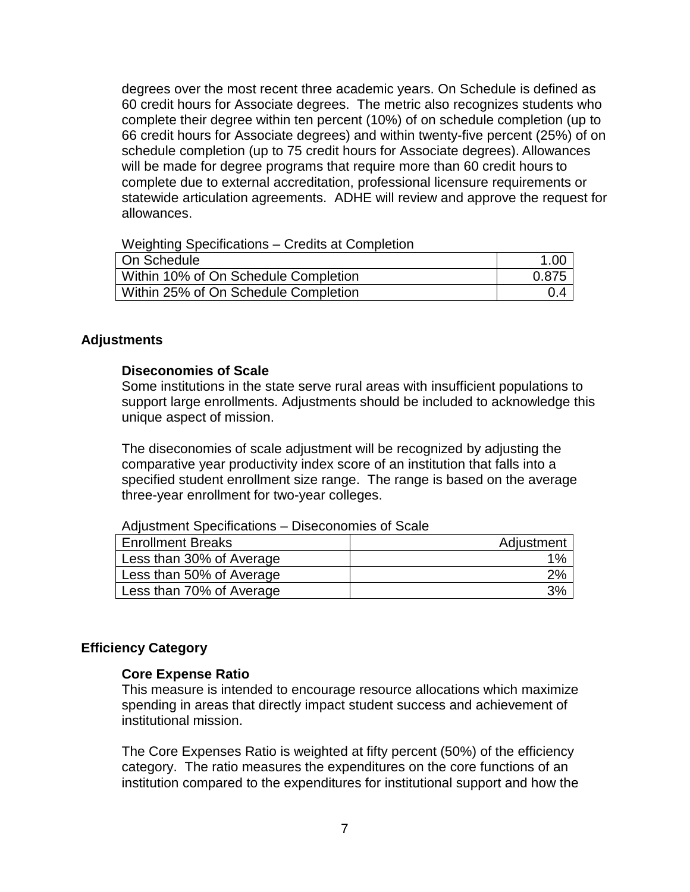degrees over the most recent three academic years. On Schedule is defined as 60 credit hours for Associate degrees. The metric also recognizes students who complete their degree within ten percent (10%) of on schedule completion (up to 66 credit hours for Associate degrees) and within twenty-five percent (25%) of on schedule completion (up to 75 credit hours for Associate degrees). Allowances will be made for degree programs that require more than 60 credit hours to complete due to external accreditation, professional licensure requirements or statewide articulation agreements. ADHE will review and approve the request for allowances.

Weighting Specifications – Credits at Completion

| | |
|---|---|
| On Schedule | 1.00 |
| Within 10% of On Schedule Completion | 0.875 |
| Within 25% of On Schedule Completion | 0.4 |

## Adjustments

### Diseconomies of Scale

Some institutions in the state serve rural areas with insufficient populations to support large enrollments. Adjustments should be included to acknowledge this unique aspect of mission.

The diseconomies of scale adjustment will be recognized by adjusting the comparative year productivity index score of an institution that falls into a specified student enrollment size range. The range is based on the average three-year enrollment for two-year colleges.

Adjustment Specifications – Diseconomies of Scale

| Enrollment Breaks | Adjustment |
|---|---|
| Less than 30% of Average | 1% |
| Less than 50% of Average | 2% |
| Less than 70% of Average | 3% |

## Efficiency Category

### Core Expense Ratio

This measure is intended to encourage resource allocations which maximize spending in areas that directly impact student success and achievement of institutional mission.

The Core Expenses Ratio is weighted at fifty percent (50%) of the efficiency category. The ratio measures the expenditures on the core functions of an institution compared to the expenditures for institutional support and how the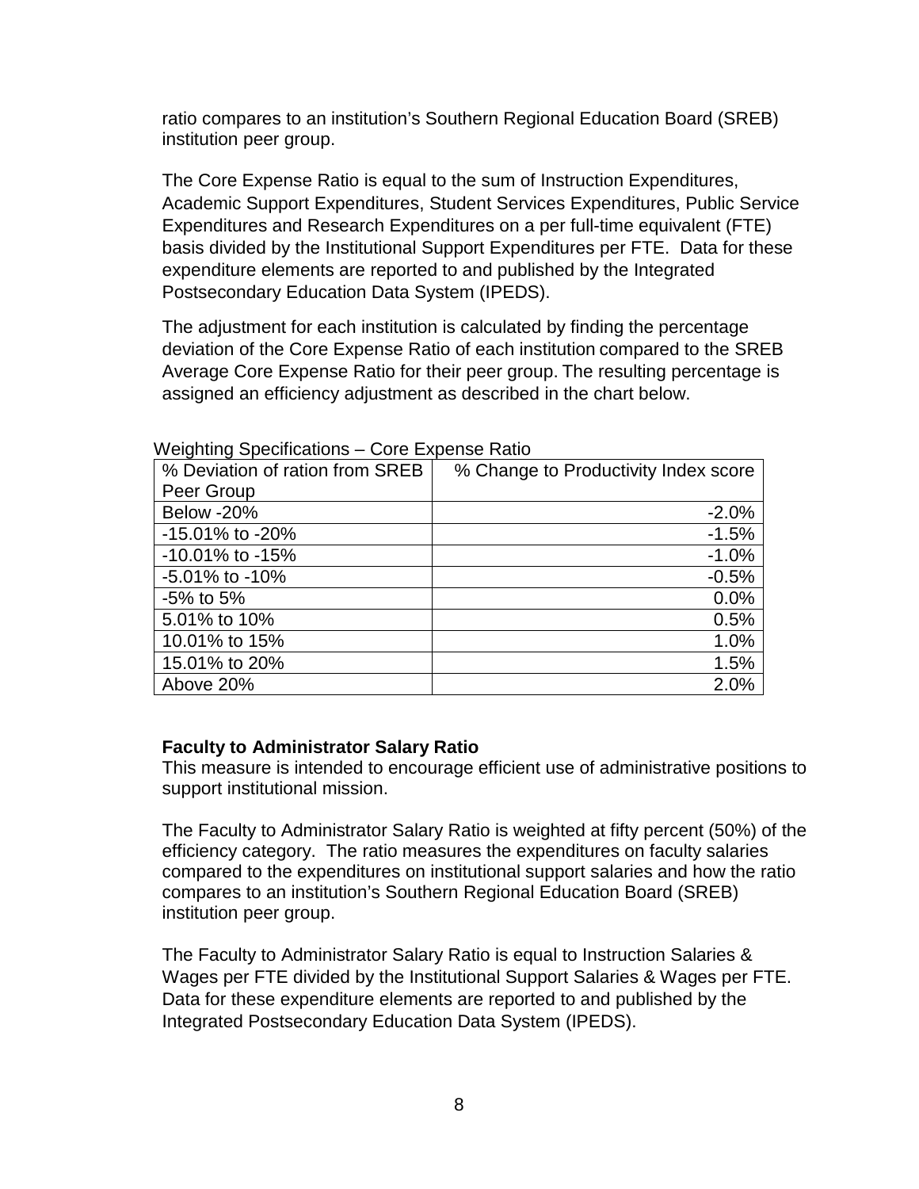ratio compares to an institution's Southern Regional Education Board (SREB) institution peer group.

The Core Expense Ratio is equal to the sum of Instruction Expenditures, Academic Support Expenditures, Student Services Expenditures, Public Service Expenditures and Research Expenditures on a per full-time equivalent (FTE) basis divided by the Institutional Support Expenditures per FTE. Data for these expenditure elements are reported to and published by the Integrated Postsecondary Education Data System (IPEDS).

The adjustment for each institution is calculated by finding the percentage deviation of the Core Expense Ratio of each institution compared to the SREB Average Core Expense Ratio for their peer group. The resulting percentage is assigned an efficiency adjustment as described in the chart below.

Weighting Specifications – Core Expense Ratio

| % Deviation of ration from SREB Peer Group | % Change to Productivity Index score |
|---|---:|
| Below -20% | -2.0% |
| -15.01% to -20% | -1.5% |
| -10.01% to -15% | -1.0% |
| -5.01% to -10% | -0.5% |
| -5% to 5% | 0.0% |
| 5.01% to 10% | 0.5% |
| 10.01% to 15% | 1.0% |
| 15.01% to 20% | 1.5% |
| Above 20% | 2.0% |

**Faculty to Administrator Salary Ratio**

This measure is intended to encourage efficient use of administrative positions to support institutional mission.

The Faculty to Administrator Salary Ratio is weighted at fifty percent (50%) of the efficiency category. The ratio measures the expenditures on faculty salaries compared to the expenditures on institutional support salaries and how the ratio compares to an institution's Southern Regional Education Board (SREB) institution peer group.

The Faculty to Administrator Salary Ratio is equal to Instruction Salaries & Wages per FTE divided by the Institutional Support Salaries & Wages per FTE. Data for these expenditure elements are reported to and published by the Integrated Postsecondary Education Data System (IPEDS).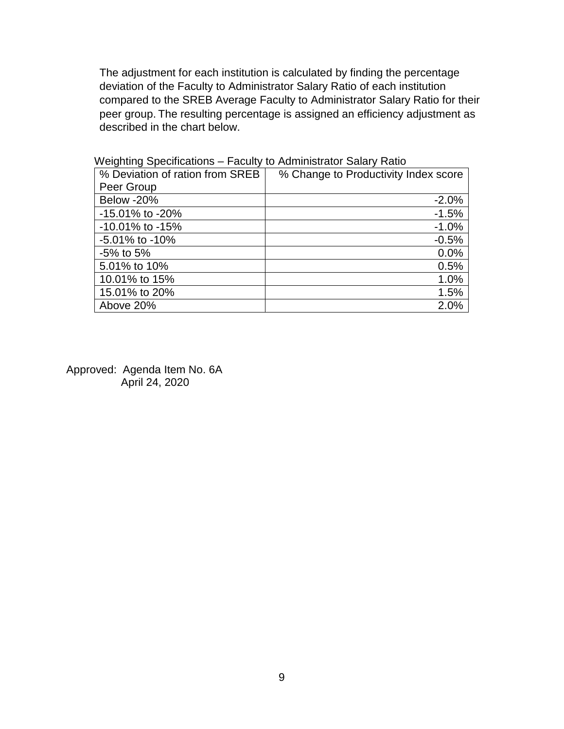The adjustment for each institution is calculated by finding the percentage deviation of the Faculty to Administrator Salary Ratio of each institution compared to the SREB Average Faculty to Administrator Salary Ratio for their peer group. The resulting percentage is assigned an efficiency adjustment as described in the chart below.

Weighting Specifications – Faculty to Administrator Salary Ratio

| % Deviation of ration from SREB Peer Group | % Change to Productivity Index score |
|---|---:|
| Below -20% | -2.0% |
| -15.01% to -20% | -1.5% |
| -10.01% to -15% | -1.0% |
| -5.01% to -10% | -0.5% |
| -5% to 5% | 0.0% |
| 5.01% to 10% | 0.5% |
| 10.01% to 15% | 1.0% |
| 15.01% to 20% | 1.5% |
| Above 20% | 2.0% |

Approved: Agenda Item No. 6A
April 24, 2020